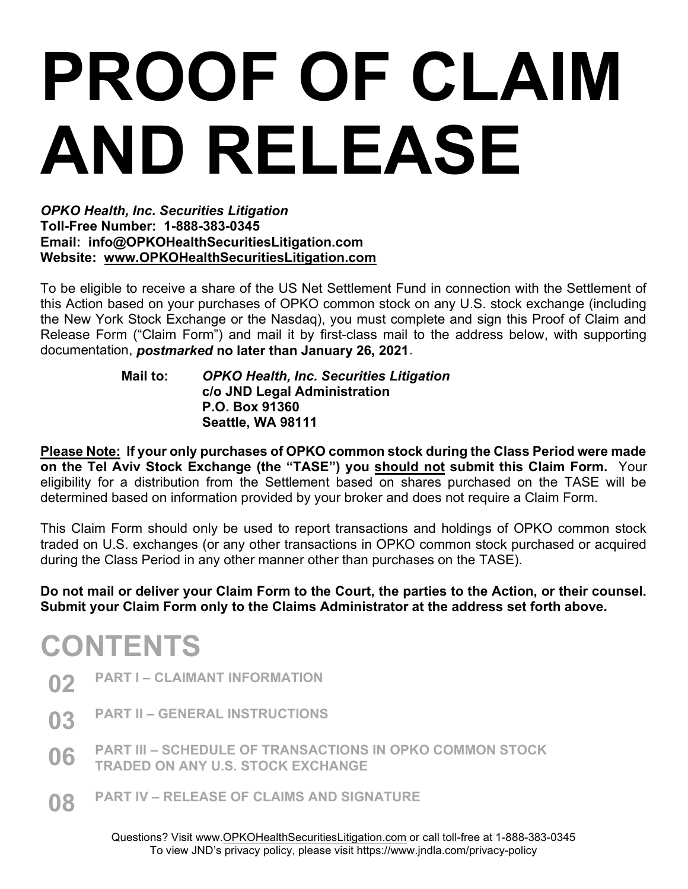# PROOF OF CLAIM AND RELEASE

***OPKO Health, Inc. Securities Litigation***
**Toll-Free Number: 1-888-383-0345**
**Email: info@OPKOHealthSecuritiesLitigation.com**
**Website: www.OPKOHealthSecuritiesLitigation.com**

To be eligible to receive a share of the US Net Settlement Fund in connection with the Settlement of this Action based on your purchases of OPKO common stock on any U.S. stock exchange (including the New York Stock Exchange or the Nasdaq), you must complete and sign this Proof of Claim and Release Form ("Claim Form") and mail it by first-class mail to the address below, with supporting documentation, ***postmarked*** **no later than January 26, 2021**.

> **Mail to:** ***OPKO Health, Inc. Securities Litigation***
> **c/o JND Legal Administration**
> **P.O. Box 91360**
> **Seattle, WA 98111**

**Please Note: If your only purchases of OPKO common stock during the Class Period were made on the Tel Aviv Stock Exchange (the "TASE") you should not submit this Claim Form.** Your eligibility for a distribution from the Settlement based on shares purchased on the TASE will be determined based on information provided by your broker and does not require a Claim Form.

This Claim Form should only be used to report transactions and holdings of OPKO common stock traded on U.S. exchanges (or any other transactions in OPKO common stock purchased or acquired during the Class Period in any other manner other than purchases on the TASE).

**Do not mail or deliver your Claim Form to the Court, the parties to the Action, or their counsel. Submit your Claim Form only to the Claims Administrator at the address set forth above.**

## CONTENTS

- **02** PART I – CLAIMANT INFORMATION
- **03** PART II – GENERAL INSTRUCTIONS
- **06** PART III – SCHEDULE OF TRANSACTIONS IN OPKO COMMON STOCK TRADED ON ANY U.S. STOCK EXCHANGE
- **08** PART IV – RELEASE OF CLAIMS AND SIGNATURE

Questions? Visit www.OPKOHealthSecuritiesLitigation.com or call toll-free at 1-888-383-0345
To view JND's privacy policy, please visit https://www.jndla.com/privacy-policy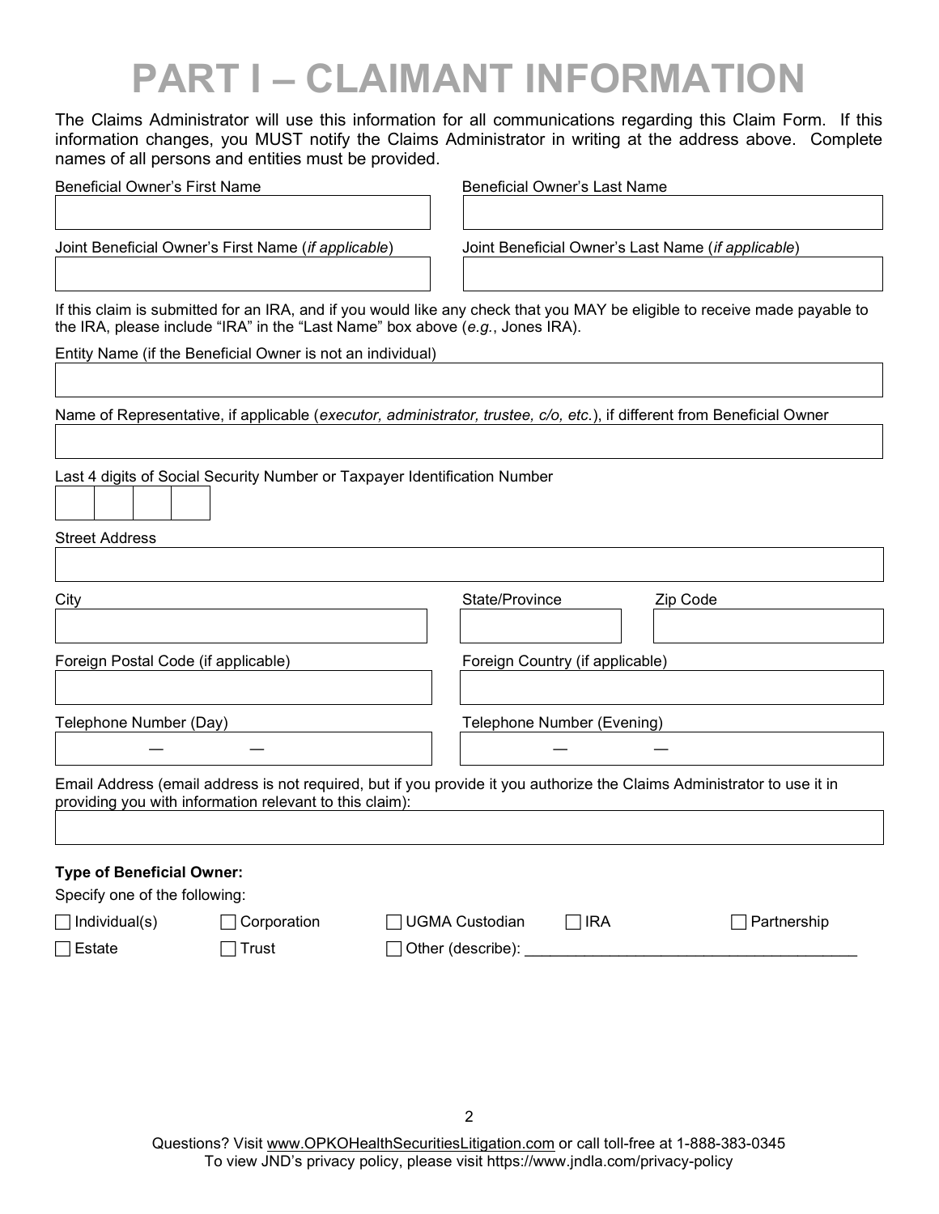# PART I – CLAIMANT INFORMATION

The Claims Administrator will use this information for all communications regarding this Claim Form. If this information changes, you MUST notify the Claims Administrator in writing at the address above. Complete names of all persons and entities must be provided.

Beneficial Owner's First Name

Beneficial Owner's Last Name

Joint Beneficial Owner's First Name (*if applicable*)

Joint Beneficial Owner's Last Name (*if applicable*)

If this claim is submitted for an IRA, and if you would like any check that you MAY be eligible to receive made payable to the IRA, please include "IRA" in the "Last Name" box above (*e.g.*, Jones IRA).

Entity Name (if the Beneficial Owner is not an individual)

Name of Representative, if applicable (*executor, administrator, trustee, c/o, etc.*), if different from Beneficial Owner

Last 4 digits of Social Security Number or Taxpayer Identification Number

Street Address

City

State/Province

Zip Code

Foreign Postal Code (if applicable)

Foreign Country (if applicable)

Telephone Number (Day)

— —

Telephone Number (Evening)

— —

Email Address (email address is not required, but if you provide it you authorize the Claims Administrator to use it in providing you with information relevant to this claim):

**Type of Beneficial Owner:**

Specify one of the following:

☐ Individual(s) ☐ Corporation ☐ UGMA Custodian ☐ IRA ☐ Partnership

☐ Estate ☐ Trust ☐ Other (describe): ______________________________________

Questions? Visit www.OPKOHealthSecuritiesLitigation.com or call toll-free at 1-888-383-0345
To view JND's privacy policy, please visit https://www.jndla.com/privacy-policy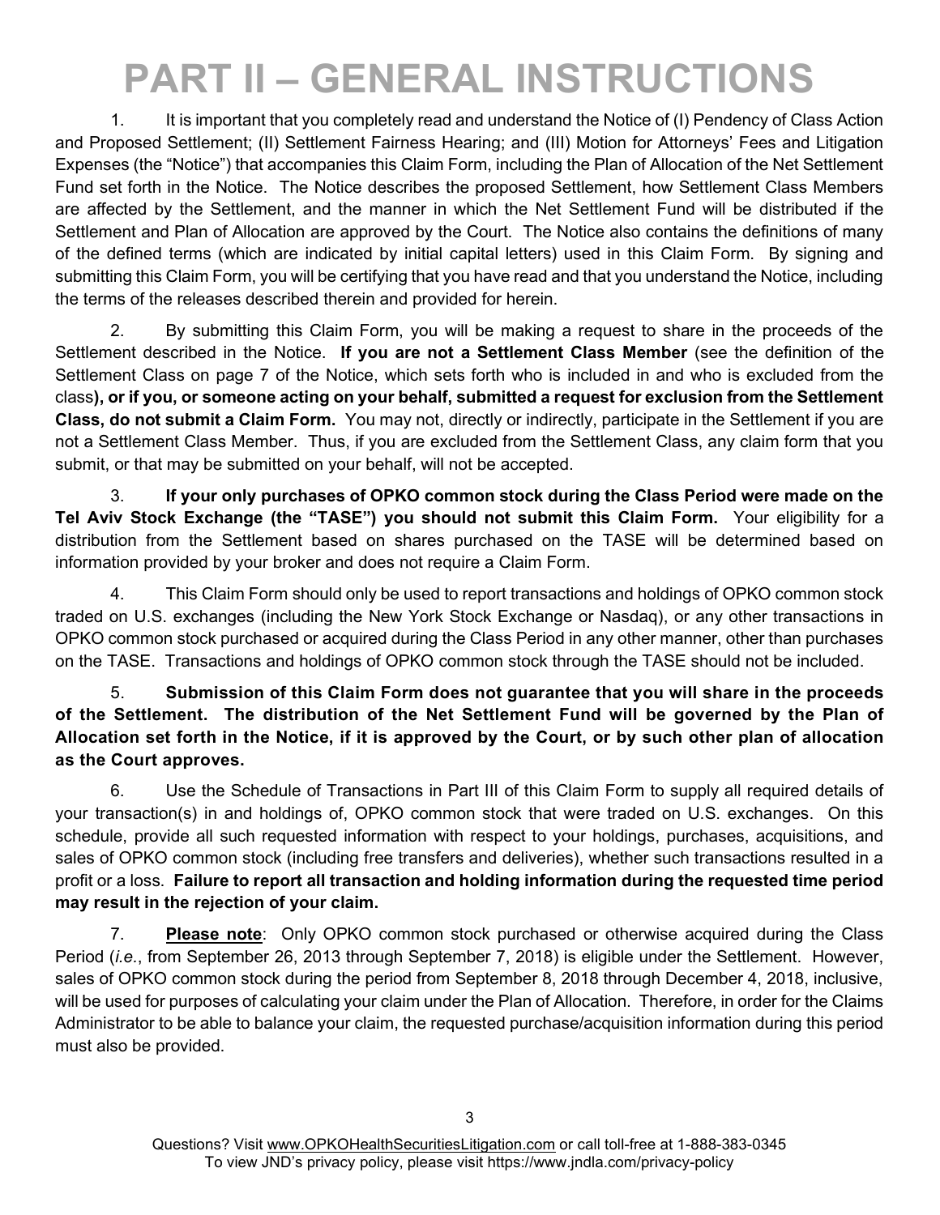# PART II – GENERAL INSTRUCTIONS

1. It is important that you completely read and understand the Notice of (I) Pendency of Class Action and Proposed Settlement; (II) Settlement Fairness Hearing; and (III) Motion for Attorneys' Fees and Litigation Expenses (the "Notice") that accompanies this Claim Form, including the Plan of Allocation of the Net Settlement Fund set forth in the Notice. The Notice describes the proposed Settlement, how Settlement Class Members are affected by the Settlement, and the manner in which the Net Settlement Fund will be distributed if the Settlement and Plan of Allocation are approved by the Court. The Notice also contains the definitions of many of the defined terms (which are indicated by initial capital letters) used in this Claim Form. By signing and submitting this Claim Form, you will be certifying that you have read and that you understand the Notice, including the terms of the releases described therein and provided for herein.

2. By submitting this Claim Form, you will be making a request to share in the proceeds of the Settlement described in the Notice. **If you are not a Settlement Class Member** (see the definition of the Settlement Class on page 7 of the Notice, which sets forth who is included in and who is excluded from the class**), or if you, or someone acting on your behalf, submitted a request for exclusion from the Settlement Class, do not submit a Claim Form.** You may not, directly or indirectly, participate in the Settlement if you are not a Settlement Class Member. Thus, if you are excluded from the Settlement Class, any claim form that you submit, or that may be submitted on your behalf, will not be accepted.

3. **If your only purchases of OPKO common stock during the Class Period were made on the Tel Aviv Stock Exchange (the "TASE") you should not submit this Claim Form.** Your eligibility for a distribution from the Settlement based on shares purchased on the TASE will be determined based on information provided by your broker and does not require a Claim Form.

4. This Claim Form should only be used to report transactions and holdings of OPKO common stock traded on U.S. exchanges (including the New York Stock Exchange or Nasdaq), or any other transactions in OPKO common stock purchased or acquired during the Class Period in any other manner, other than purchases on the TASE. Transactions and holdings of OPKO common stock through the TASE should not be included.

5. **Submission of this Claim Form does not guarantee that you will share in the proceeds of the Settlement. The distribution of the Net Settlement Fund will be governed by the Plan of Allocation set forth in the Notice, if it is approved by the Court, or by such other plan of allocation as the Court approves.**

6. Use the Schedule of Transactions in Part III of this Claim Form to supply all required details of your transaction(s) in and holdings of, OPKO common stock that were traded on U.S. exchanges. On this schedule, provide all such requested information with respect to your holdings, purchases, acquisitions, and sales of OPKO common stock (including free transfers and deliveries), whether such transactions resulted in a profit or a loss. **Failure to report all transaction and holding information during the requested time period may result in the rejection of your claim.**

7. **Please note**: Only OPKO common stock purchased or otherwise acquired during the Class Period (*i.e.*, from September 26, 2013 through September 7, 2018) is eligible under the Settlement. However, sales of OPKO common stock during the period from September 8, 2018 through December 4, 2018, inclusive, will be used for purposes of calculating your claim under the Plan of Allocation. Therefore, in order for the Claims Administrator to be able to balance your claim, the requested purchase/acquisition information during this period must also be provided.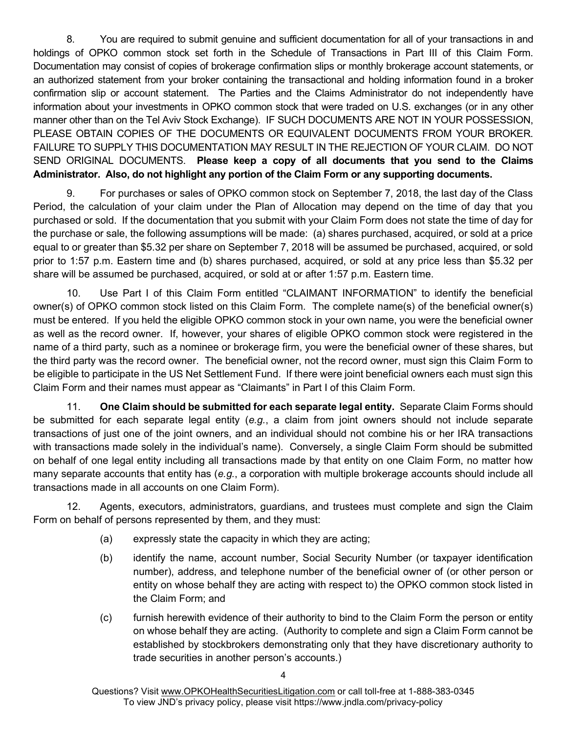8. You are required to submit genuine and sufficient documentation for all of your transactions in and holdings of OPKO common stock set forth in the Schedule of Transactions in Part III of this Claim Form. Documentation may consist of copies of brokerage confirmation slips or monthly brokerage account statements, or an authorized statement from your broker containing the transactional and holding information found in a broker confirmation slip or account statement. The Parties and the Claims Administrator do not independently have information about your investments in OPKO common stock that were traded on U.S. exchanges (or in any other manner other than on the Tel Aviv Stock Exchange). IF SUCH DOCUMENTS ARE NOT IN YOUR POSSESSION, PLEASE OBTAIN COPIES OF THE DOCUMENTS OR EQUIVALENT DOCUMENTS FROM YOUR BROKER. FAILURE TO SUPPLY THIS DOCUMENTATION MAY RESULT IN THE REJECTION OF YOUR CLAIM. DO NOT SEND ORIGINAL DOCUMENTS. **Please keep a copy of all documents that you send to the Claims Administrator. Also, do not highlight any portion of the Claim Form or any supporting documents.**

9. For purchases or sales of OPKO common stock on September 7, 2018, the last day of the Class Period, the calculation of your claim under the Plan of Allocation may depend on the time of day that you purchased or sold. If the documentation that you submit with your Claim Form does not state the time of day for the purchase or sale, the following assumptions will be made: (a) shares purchased, acquired, or sold at a price equal to or greater than $5.32 per share on September 7, 2018 will be assumed be purchased, acquired, or sold prior to 1:57 p.m. Eastern time and (b) shares purchased, acquired, or sold at any price less than $5.32 per share will be assumed be purchased, acquired, or sold at or after 1:57 p.m. Eastern time.

10. Use Part I of this Claim Form entitled "CLAIMANT INFORMATION" to identify the beneficial owner(s) of OPKO common stock listed on this Claim Form. The complete name(s) of the beneficial owner(s) must be entered. If you held the eligible OPKO common stock in your own name, you were the beneficial owner as well as the record owner. If, however, your shares of eligible OPKO common stock were registered in the name of a third party, such as a nominee or brokerage firm, you were the beneficial owner of these shares, but the third party was the record owner. The beneficial owner, not the record owner, must sign this Claim Form to be eligible to participate in the US Net Settlement Fund. If there were joint beneficial owners each must sign this Claim Form and their names must appear as "Claimants" in Part I of this Claim Form.

11. **One Claim should be submitted for each separate legal entity.** Separate Claim Forms should be submitted for each separate legal entity (*e.g.*, a claim from joint owners should not include separate transactions of just one of the joint owners, and an individual should not combine his or her IRA transactions with transactions made solely in the individual's name). Conversely, a single Claim Form should be submitted on behalf of one legal entity including all transactions made by that entity on one Claim Form, no matter how many separate accounts that entity has (*e.g.*, a corporation with multiple brokerage accounts should include all transactions made in all accounts on one Claim Form).

12. Agents, executors, administrators, guardians, and trustees must complete and sign the Claim Form on behalf of persons represented by them, and they must:

(a) expressly state the capacity in which they are acting;

(b) identify the name, account number, Social Security Number (or taxpayer identification number), address, and telephone number of the beneficial owner of (or other person or entity on whose behalf they are acting with respect to) the OPKO common stock listed in the Claim Form; and

(c) furnish herewith evidence of their authority to bind to the Claim Form the person or entity on whose behalf they are acting. (Authority to complete and sign a Claim Form cannot be established by stockbrokers demonstrating only that they have discretionary authority to trade securities in another person's accounts.)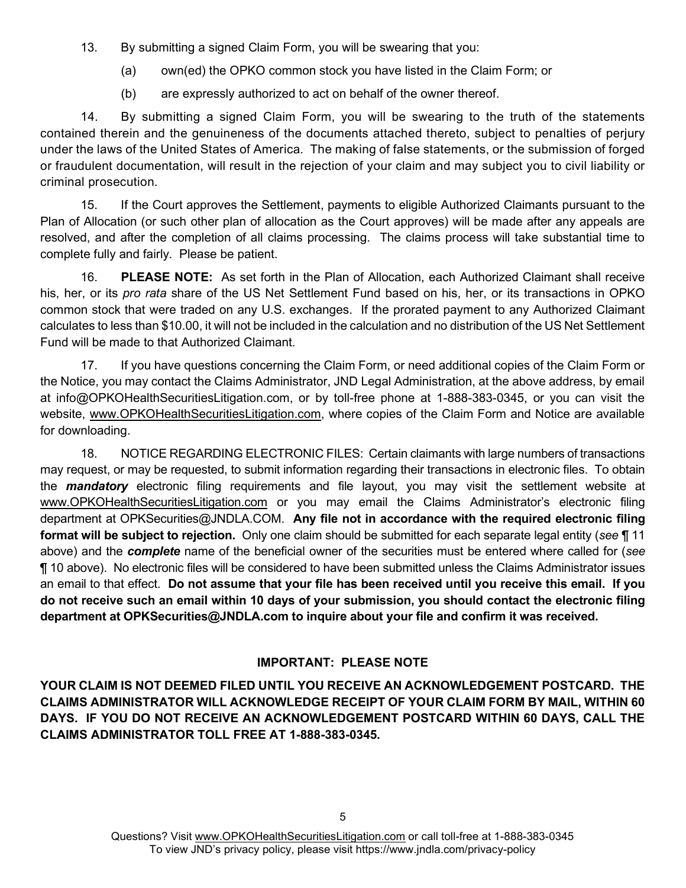13. By submitting a signed Claim Form, you will be swearing that you:

(a) own(ed) the OPKO common stock you have listed in the Claim Form; or

(b) are expressly authorized to act on behalf of the owner thereof.

14. By submitting a signed Claim Form, you will be swearing to the truth of the statements contained therein and the genuineness of the documents attached thereto, subject to penalties of perjury under the laws of the United States of America. The making of false statements, or the submission of forged or fraudulent documentation, will result in the rejection of your claim and may subject you to civil liability or criminal prosecution.

15. If the Court approves the Settlement, payments to eligible Authorized Claimants pursuant to the Plan of Allocation (or such other plan of allocation as the Court approves) will be made after any appeals are resolved, and after the completion of all claims processing. The claims process will take substantial time to complete fully and fairly. Please be patient.

16. **PLEASE NOTE:** As set forth in the Plan of Allocation, each Authorized Claimant shall receive his, her, or its *pro rata* share of the US Net Settlement Fund based on his, her, or its transactions in OPKO common stock that were traded on any U.S. exchanges. If the prorated payment to any Authorized Claimant calculates to less than $10.00, it will not be included in the calculation and no distribution of the US Net Settlement Fund will be made to that Authorized Claimant.

17. If you have questions concerning the Claim Form, or need additional copies of the Claim Form or the Notice, you may contact the Claims Administrator, JND Legal Administration, at the above address, by email at info@OPKOHealthSecuritiesLitigation.com, or by toll-free phone at 1-888-383-0345, or you can visit the website, www.OPKOHealthSecuritiesLitigation.com, where copies of the Claim Form and Notice are available for downloading.

18. NOTICE REGARDING ELECTRONIC FILES: Certain claimants with large numbers of transactions may request, or may be requested, to submit information regarding their transactions in electronic files. To obtain the ***mandatory*** electronic filing requirements and file layout, you may visit the settlement website at www.OPKOHealthSecuritiesLitigation.com or you may email the Claims Administrator's electronic filing department at OPKSecurities@JNDLA.COM. **Any file not in accordance with the required electronic filing format will be subject to rejection.** Only one claim should be submitted for each separate legal entity (*see* ¶ 11 above) and the ***complete*** name of the beneficial owner of the securities must be entered where called for (*see* ¶ 10 above). No electronic files will be considered to have been submitted unless the Claims Administrator issues an email to that effect. **Do not assume that your file has been received until you receive this email. If you do not receive such an email within 10 days of your submission, you should contact the electronic filing department at OPKSecurities@JNDLA.com to inquire about your file and confirm it was received.**

**IMPORTANT: PLEASE NOTE**

**YOUR CLAIM IS NOT DEEMED FILED UNTIL YOU RECEIVE AN ACKNOWLEDGEMENT POSTCARD. THE CLAIMS ADMINISTRATOR WILL ACKNOWLEDGE RECEIPT OF YOUR CLAIM FORM BY MAIL, WITHIN 60 DAYS. IF YOU DO NOT RECEIVE AN ACKNOWLEDGEMENT POSTCARD WITHIN 60 DAYS, CALL THE CLAIMS ADMINISTRATOR TOLL FREE AT 1-888-383-0345.**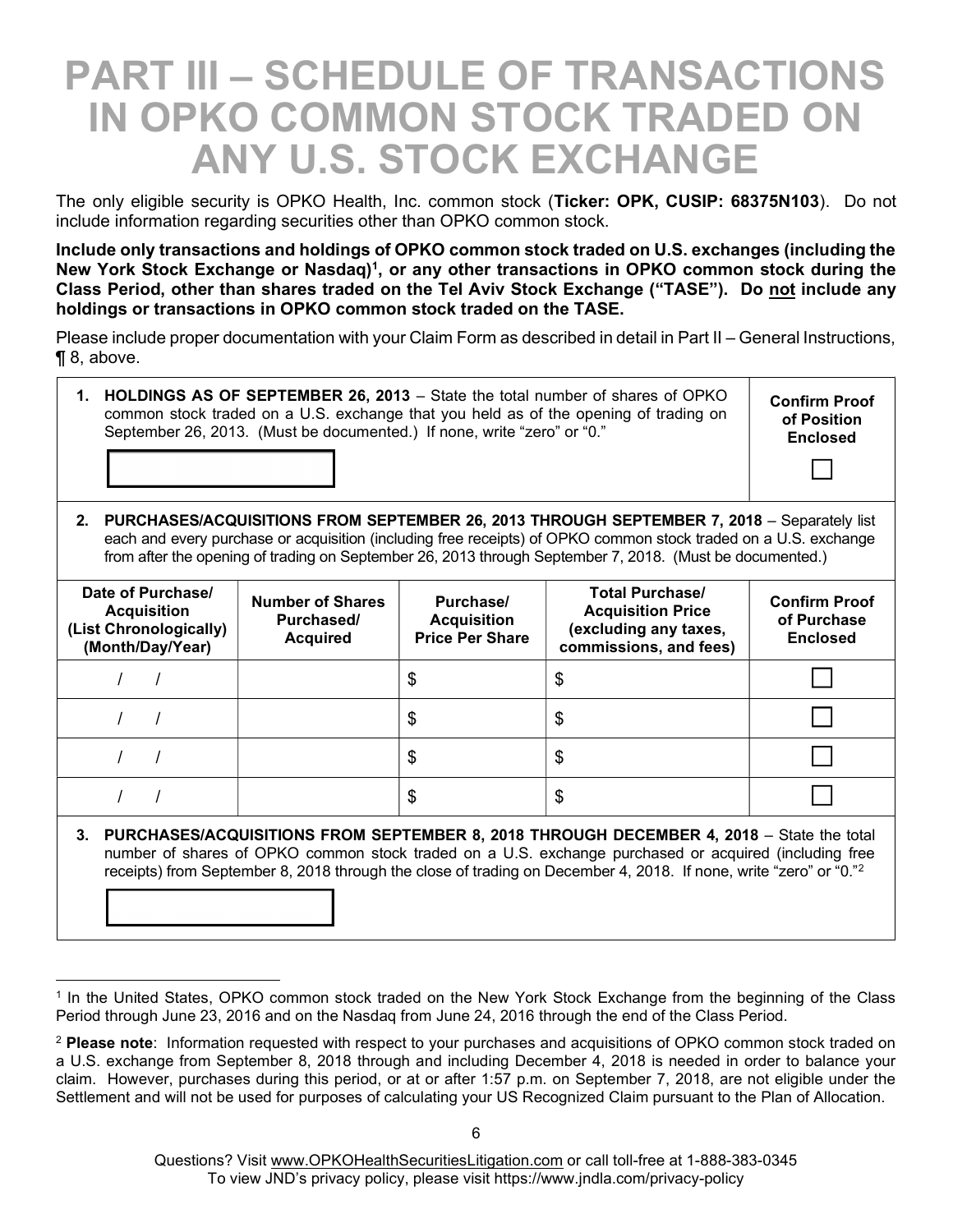# PART III – SCHEDULE OF TRANSACTIONS IN OPKO COMMON STOCK TRADED ON ANY U.S. STOCK EXCHANGE

The only eligible security is OPKO Health, Inc. common stock (**Ticker: OPK, CUSIP: 68375N103**). Do not include information regarding securities other than OPKO common stock.

**Include only transactions and holdings of OPKO common stock traded on U.S. exchanges (including the New York Stock Exchange or Nasdaq)[1], or any other transactions in OPKO common stock during the Class Period, other than shares traded on the Tel Aviv Stock Exchange ("TASE"). Do not include any holdings or transactions in OPKO common stock traded on the TASE.**

Please include proper documentation with your Claim Form as described in detail in Part II – General Instructions, ¶ 8, above.

**1. HOLDINGS AS OF SEPTEMBER 26, 2013** – State the total number of shares of OPKO common stock traded on a U.S. exchange that you held as of the opening of trading on September 26, 2013. (Must be documented.) If none, write "zero" or "0."

| | **Confirm Proof of Position Enclosed** |
|---|---|
| | ☐ |

**2. PURCHASES/ACQUISITIONS FROM SEPTEMBER 26, 2013 THROUGH SEPTEMBER 7, 2018** – Separately list each and every purchase or acquisition (including free receipts) of OPKO common stock traded on a U.S. exchange from after the opening of trading on September 26, 2013 through September 7, 2018. (Must be documented.)

| Date of Purchase/ Acquisition (List Chronologically) (Month/Day/Year) | Number of Shares Purchased/ Acquired | Purchase/ Acquisition Price Per Share | Total Purchase/ Acquisition Price (excluding any taxes, commissions, and fees) | Confirm Proof of Purchase Enclosed |
|---|---|---|---|---|
| / / | | $ | $ | ☐ |
| / / | | $ | $ | ☐ |
| / / | | $ | $ | ☐ |
| / / | | $ | $ | ☐ |

**3. PURCHASES/ACQUISITIONS FROM SEPTEMBER 8, 2018 THROUGH DECEMBER 4, 2018** – State the total number of shares of OPKO common stock traded on a U.S. exchange purchased or acquired (including free receipts) from September 8, 2018 through the close of trading on December 4, 2018. If none, write "zero" or "0."[2]

---

[1] In the United States, OPKO common stock traded on the New York Stock Exchange from the beginning of the Class Period through June 23, 2016 and on the Nasdaq from June 24, 2016 through the end of the Class Period.

[2] **Please note**: Information requested with respect to your purchases and acquisitions of OPKO common stock traded on a U.S. exchange from September 8, 2018 through and including December 4, 2018 is needed in order to balance your claim. However, purchases during this period, or at or after 1:57 p.m. on September 7, 2018, are not eligible under the Settlement and will not be used for purposes of calculating your US Recognized Claim pursuant to the Plan of Allocation.

Questions? Visit www.OPKOHealthSecuritiesLitigation.com or call toll-free at 1-888-383-0345
To view JND's privacy policy, please visit https://www.jndla.com/privacy-policy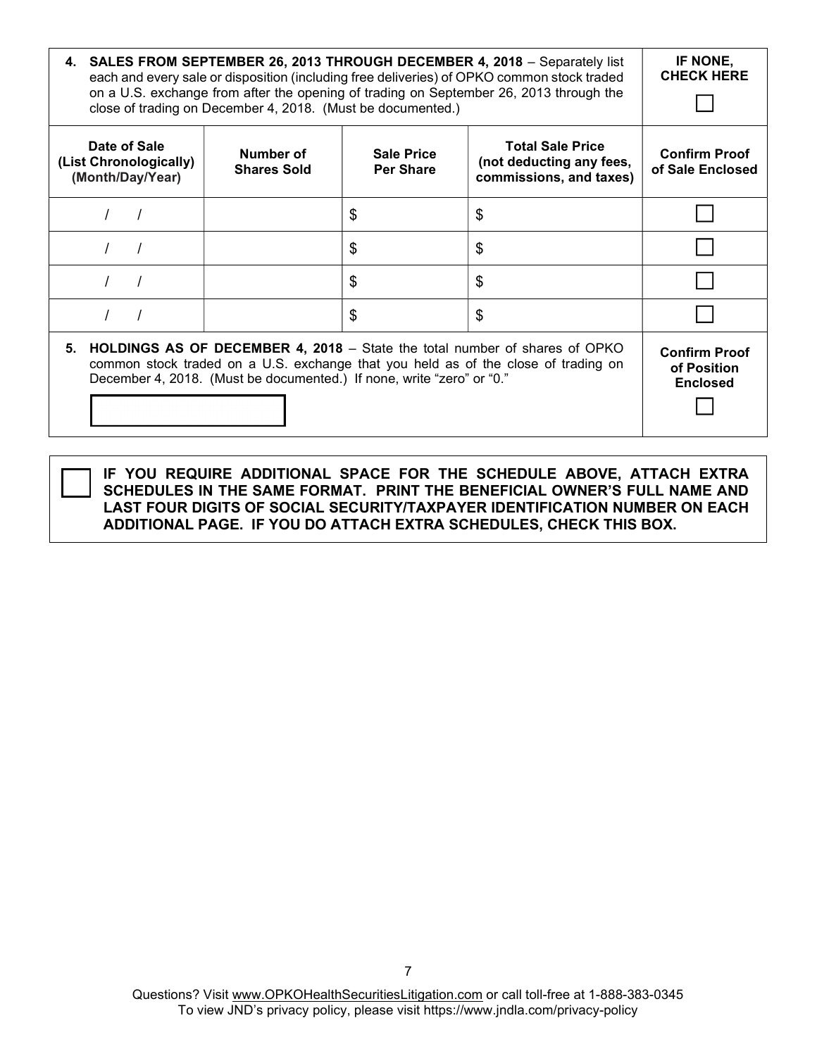| **4. SALES FROM SEPTEMBER 26, 2013 THROUGH DECEMBER 4, 2018** – Separately list each and every sale or disposition (including free deliveries) of OPKO common stock traded on a U.S. exchange from after the opening of trading on September 26, 2013 through the close of trading on December 4, 2018. (Must be documented.) | | | | **IF NONE, CHECK HERE** ☐ |
|---|---|---|---|---|
| **Date of Sale (List Chronologically) (Month/Day/Year)** | **Number of Shares Sold** | **Sale Price Per Share** | **Total Sale Price (not deducting any fees, commissions, and taxes)** | **Confirm Proof of Sale Enclosed** |
| / / | | $ | $ | ☐ |
| / / | | $ | $ | ☐ |
| / / | | $ | $ | ☐ |
| / / | | $ | $ | ☐ |
| **5. HOLDINGS AS OF DECEMBER 4, 2018** – State the total number of shares of OPKO common stock traded on a U.S. exchange that you held as of the close of trading on December 4, 2018. (Must be documented.) If none, write "zero" or "0." | | | | **Confirm Proof of Position Enclosed** ☐ |

☐ **IF YOU REQUIRE ADDITIONAL SPACE FOR THE SCHEDULE ABOVE, ATTACH EXTRA SCHEDULES IN THE SAME FORMAT. PRINT THE BENEFICIAL OWNER'S FULL NAME AND LAST FOUR DIGITS OF SOCIAL SECURITY/TAXPAYER IDENTIFICATION NUMBER ON EACH ADDITIONAL PAGE. IF YOU DO ATTACH EXTRA SCHEDULES, CHECK THIS BOX.**

Questions? Visit www.OPKOHealthSecuritiesLitigation.com or call toll-free at 1-888-383-0345
To view JND's privacy policy, please visit https://www.jndla.com/privacy-policy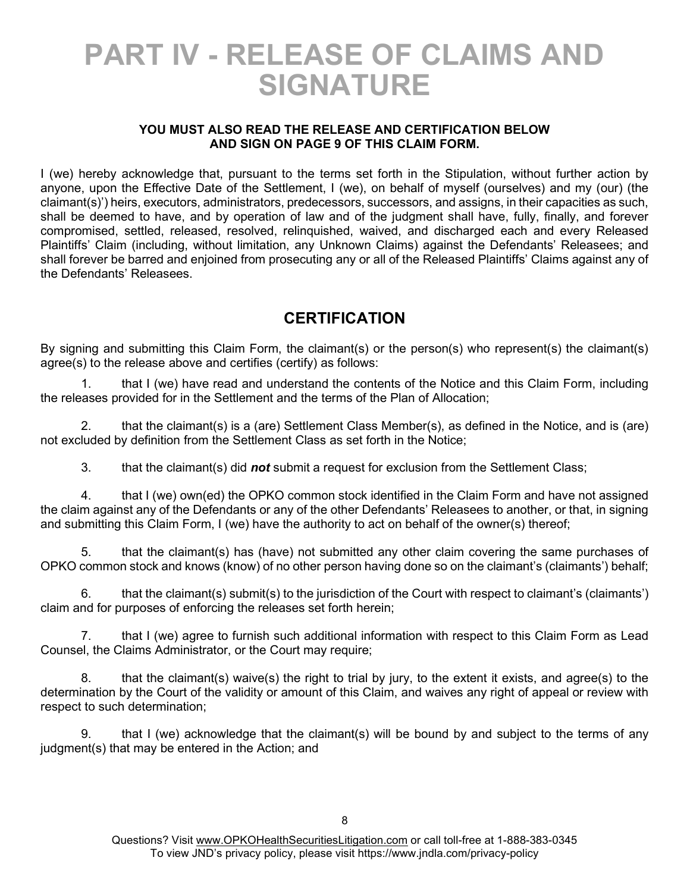# PART IV - RELEASE OF CLAIMS AND SIGNATURE

**YOU MUST ALSO READ THE RELEASE AND CERTIFICATION BELOW AND SIGN ON PAGE 9 OF THIS CLAIM FORM.**

I (we) hereby acknowledge that, pursuant to the terms set forth in the Stipulation, without further action by anyone, upon the Effective Date of the Settlement, I (we), on behalf of myself (ourselves) and my (our) (the claimant(s)') heirs, executors, administrators, predecessors, successors, and assigns, in their capacities as such, shall be deemed to have, and by operation of law and of the judgment shall have, fully, finally, and forever compromised, settled, released, resolved, relinquished, waived, and discharged each and every Released Plaintiffs' Claim (including, without limitation, any Unknown Claims) against the Defendants' Releasees; and shall forever be barred and enjoined from prosecuting any or all of the Released Plaintiffs' Claims against any of the Defendants' Releasees.

## CERTIFICATION

By signing and submitting this Claim Form, the claimant(s) or the person(s) who represent(s) the claimant(s) agree(s) to the release above and certifies (certify) as follows:

1. that I (we) have read and understand the contents of the Notice and this Claim Form, including the releases provided for in the Settlement and the terms of the Plan of Allocation;

2. that the claimant(s) is a (are) Settlement Class Member(s), as defined in the Notice, and is (are) not excluded by definition from the Settlement Class as set forth in the Notice;

3. that the claimant(s) did ***not*** submit a request for exclusion from the Settlement Class;

4. that I (we) own(ed) the OPKO common stock identified in the Claim Form and have not assigned the claim against any of the Defendants or any of the other Defendants' Releasees to another, or that, in signing and submitting this Claim Form, I (we) have the authority to act on behalf of the owner(s) thereof;

5. that the claimant(s) has (have) not submitted any other claim covering the same purchases of OPKO common stock and knows (know) of no other person having done so on the claimant's (claimants') behalf;

6. that the claimant(s) submit(s) to the jurisdiction of the Court with respect to claimant's (claimants') claim and for purposes of enforcing the releases set forth herein;

7. that I (we) agree to furnish such additional information with respect to this Claim Form as Lead Counsel, the Claims Administrator, or the Court may require;

8. that the claimant(s) waive(s) the right to trial by jury, to the extent it exists, and agree(s) to the determination by the Court of the validity or amount of this Claim, and waives any right of appeal or review with respect to such determination;

9. that I (we) acknowledge that the claimant(s) will be bound by and subject to the terms of any judgment(s) that may be entered in the Action; and

Questions? Visit www.OPKOHealthSecuritiesLitigation.com or call toll-free at 1-888-383-0345
To view JND's privacy policy, please visit https://www.jndla.com/privacy-policy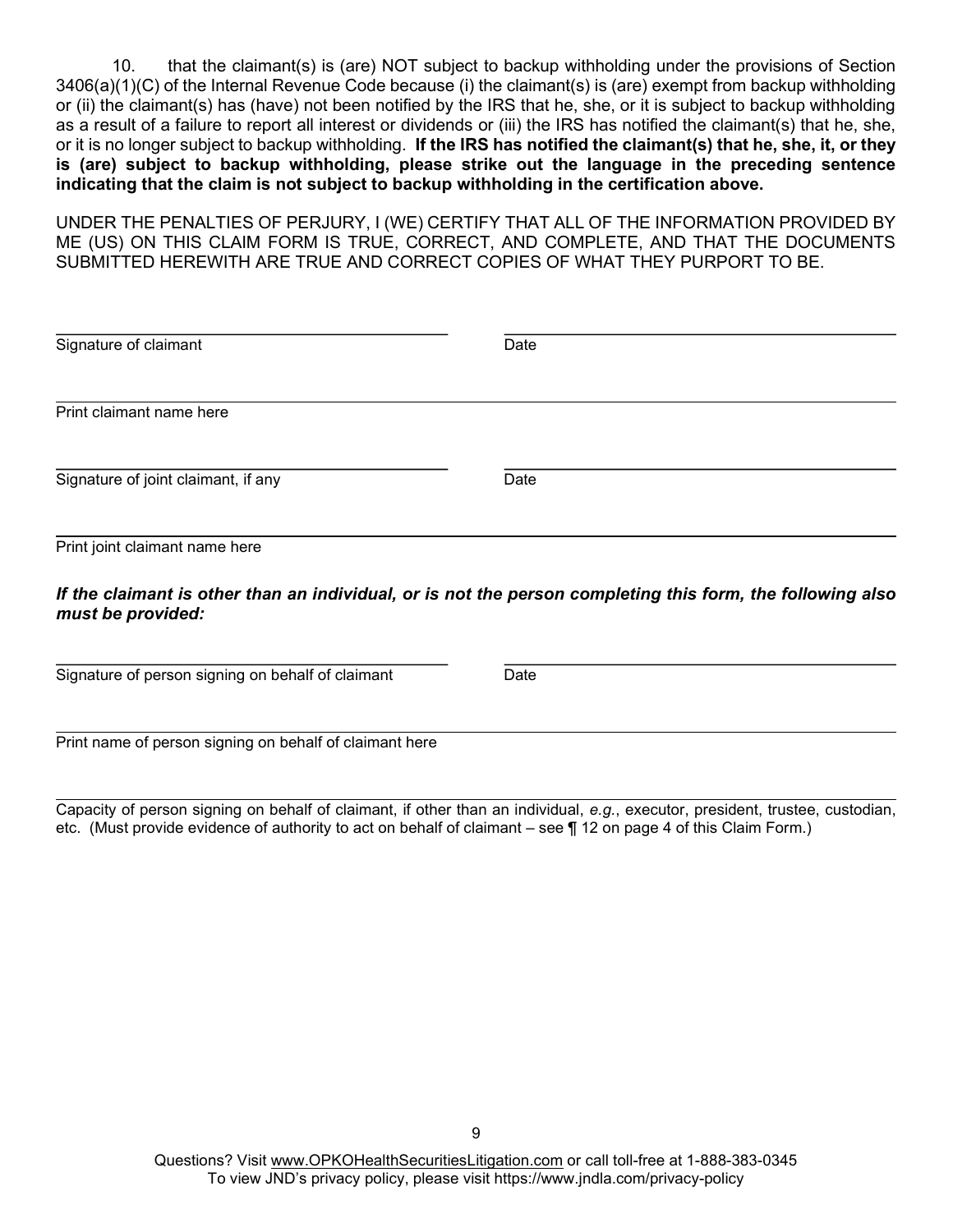10. that the claimant(s) is (are) NOT subject to backup withholding under the provisions of Section 3406(a)(1)(C) of the Internal Revenue Code because (i) the claimant(s) is (are) exempt from backup withholding or (ii) the claimant(s) has (have) not been notified by the IRS that he, she, or it is subject to backup withholding as a result of a failure to report all interest or dividends or (iii) the IRS has notified the claimant(s) that he, she, or it is no longer subject to backup withholding. **If the IRS has notified the claimant(s) that he, she, it, or they is (are) subject to backup withholding, please strike out the language in the preceding sentence indicating that the claim is not subject to backup withholding in the certification above.**

UNDER THE PENALTIES OF PERJURY, I (WE) CERTIFY THAT ALL OF THE INFORMATION PROVIDED BY ME (US) ON THIS CLAIM FORM IS TRUE, CORRECT, AND COMPLETE, AND THAT THE DOCUMENTS SUBMITTED HEREWITH ARE TRUE AND CORRECT COPIES OF WHAT THEY PURPORT TO BE.

\_\_\_\_\_\_\_\_\_\_\_\_\_\_\_\_\_\_\_\_\_\_\_\_\_\_\_\_\_\_\_\_\_\_\_\_\_\_\_\_ \_\_\_\_\_\_\_\_\_\_\_\_\_\_\_\_\_\_\_\_\_\_\_\_\_\_\_\_\_\_\_\_\_\_\_\_\_\_\_\_

Signature of claimant Date

\_\_\_\_\_\_\_\_\_\_\_\_\_\_\_\_\_\_\_\_\_\_\_\_\_\_\_\_\_\_\_\_\_\_\_\_\_\_\_\_\_\_\_\_\_\_\_\_\_\_\_\_\_\_\_\_\_\_\_\_\_\_\_\_\_\_\_\_\_\_\_\_\_\_\_\_\_\_\_\_\_\_

Print claimant name here

\_\_\_\_\_\_\_\_\_\_\_\_\_\_\_\_\_\_\_\_\_\_\_\_\_\_\_\_\_\_\_\_\_\_\_\_\_\_\_\_ \_\_\_\_\_\_\_\_\_\_\_\_\_\_\_\_\_\_\_\_\_\_\_\_\_\_\_\_\_\_\_\_\_\_\_\_\_\_\_\_

Signature of joint claimant, if any Date

\_\_\_\_\_\_\_\_\_\_\_\_\_\_\_\_\_\_\_\_\_\_\_\_\_\_\_\_\_\_\_\_\_\_\_\_\_\_\_\_\_\_\_\_\_\_\_\_\_\_\_\_\_\_\_\_\_\_\_\_\_\_\_\_\_\_\_\_\_\_\_\_\_\_\_\_\_\_\_\_\_\_

Print joint claimant name here

***If the claimant is other than an individual, or is not the person completing this form, the following also must be provided:***

\_\_\_\_\_\_\_\_\_\_\_\_\_\_\_\_\_\_\_\_\_\_\_\_\_\_\_\_\_\_\_\_\_\_\_\_\_\_\_\_ \_\_\_\_\_\_\_\_\_\_\_\_\_\_\_\_\_\_\_\_\_\_\_\_\_\_\_\_\_\_\_\_\_\_\_\_\_\_\_\_

Signature of person signing on behalf of claimant Date

\_\_\_\_\_\_\_\_\_\_\_\_\_\_\_\_\_\_\_\_\_\_\_\_\_\_\_\_\_\_\_\_\_\_\_\_\_\_\_\_\_\_\_\_\_\_\_\_\_\_\_\_\_\_\_\_\_\_\_\_\_\_\_\_\_\_\_\_\_\_\_\_\_\_\_\_\_\_\_\_\_\_

Print name of person signing on behalf of claimant here

\_\_\_\_\_\_\_\_\_\_\_\_\_\_\_\_\_\_\_\_\_\_\_\_\_\_\_\_\_\_\_\_\_\_\_\_\_\_\_\_\_\_\_\_\_\_\_\_\_\_\_\_\_\_\_\_\_\_\_\_\_\_\_\_\_\_\_\_\_\_\_\_\_\_\_\_\_\_\_\_\_\_

Capacity of person signing on behalf of claimant, if other than an individual, *e.g.*, executor, president, trustee, custodian, etc. (Must provide evidence of authority to act on behalf of claimant – see ¶ 12 on page 4 of this Claim Form.)

Questions? Visit www.OPKOHealthSecuritiesLitigation.com or call toll-free at 1-888-383-0345
To view JND's privacy policy, please visit https://www.jndla.com/privacy-policy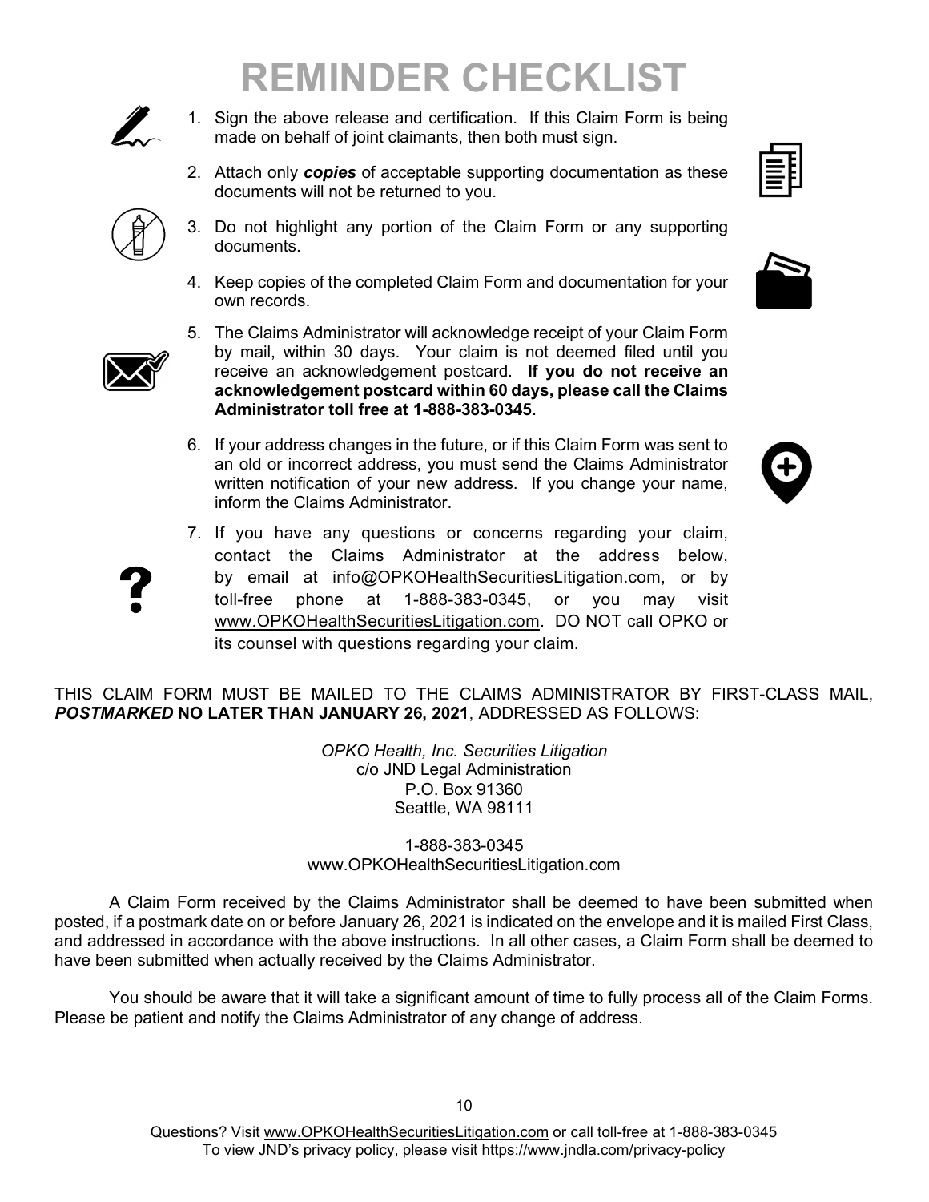# REMINDER CHECKLIST

1. Sign the above release and certification. If this Claim Form is being made on behalf of joint claimants, then both must sign.
2. Attach only ***copies*** of acceptable supporting documentation as these documents will not be returned to you.
3. Do not highlight any portion of the Claim Form or any supporting documents.
4. Keep copies of the completed Claim Form and documentation for your own records.
5. The Claims Administrator will acknowledge receipt of your Claim Form by mail, within 30 days. Your claim is not deemed filed until you receive an acknowledgement postcard. **If you do not receive an acknowledgement postcard within 60 days, please call the Claims Administrator toll free at 1-888-383-0345.**
6. If your address changes in the future, or if this Claim Form was sent to an old or incorrect address, you must send the Claims Administrator written notification of your new address. If you change your name, inform the Claims Administrator.
7. If you have any questions or concerns regarding your claim, contact the Claims Administrator at the address below, by email at info@OPKOHealthSecuritiesLitigation.com, or by toll-free phone at 1-888-383-0345, or you may visit www.OPKOHealthSecuritiesLitigation.com. DO NOT call OPKO or its counsel with questions regarding your claim.

THIS CLAIM FORM MUST BE MAILED TO THE CLAIMS ADMINISTRATOR BY FIRST-CLASS MAIL, ***POSTMARKED*** **NO LATER THAN JANUARY 26, 2021**, ADDRESSED AS FOLLOWS:

*OPKO Health, Inc. Securities Litigation*
c/o JND Legal Administration
P.O. Box 91360
Seattle, WA 98111

1-888-383-0345
www.OPKOHealthSecuritiesLitigation.com

A Claim Form received by the Claims Administrator shall be deemed to have been submitted when posted, if a postmark date on or before January 26, 2021 is indicated on the envelope and it is mailed First Class, and addressed in accordance with the above instructions. In all other cases, a Claim Form shall be deemed to have been submitted when actually received by the Claims Administrator.

You should be aware that it will take a significant amount of time to fully process all of the Claim Forms. Please be patient and notify the Claims Administrator of any change of address.